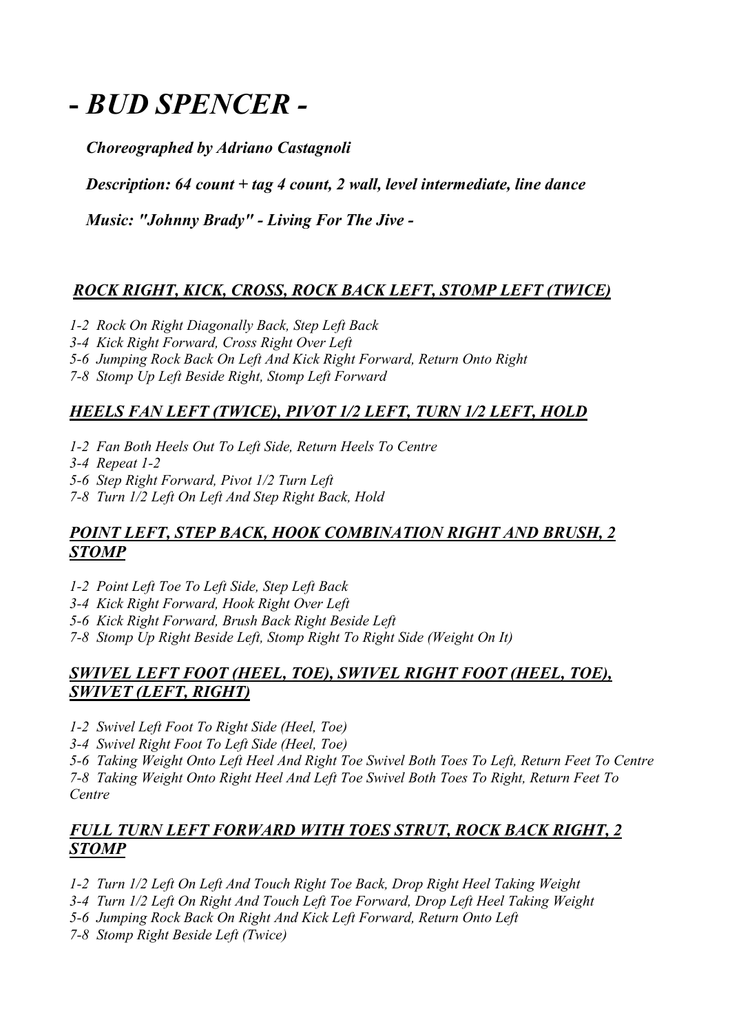# *- BUD SPENCER -*

***Choreographed by Adriano Castagnoli***

***Description: 64 count + tag 4 count, 2 wall, level intermediate, line dance***

***Music: "Johnny Brady" - Living For The Jive -***

## ***ROCK RIGHT, KICK, CROSS, ROCK BACK LEFT, STOMP LEFT (TWICE)***

*1-2 Rock On Right Diagonally Back, Step Left Back*
*3-4 Kick Right Forward, Cross Right Over Left*
*5-6 Jumping Rock Back On Left And Kick Right Forward, Return Onto Right*
*7-8 Stomp Up Left Beside Right, Stomp Left Forward*

## ***HEELS FAN LEFT (TWICE), PIVOT 1/2 LEFT, TURN 1/2 LEFT, HOLD***

*1-2 Fan Both Heels Out To Left Side, Return Heels To Centre*
*3-4 Repeat 1-2*
*5-6 Step Right Forward, Pivot 1/2 Turn Left*
*7-8 Turn 1/2 Left On Left And Step Right Back, Hold*

## ***POINT LEFT, STEP BACK, HOOK COMBINATION RIGHT AND BRUSH, 2 STOMP***

*1-2 Point Left Toe To Left Side, Step Left Back*
*3-4 Kick Right Forward, Hook Right Over Left*
*5-6 Kick Right Forward, Brush Back Right Beside Left*
*7-8 Stomp Up Right Beside Left, Stomp Right To Right Side (Weight On It)*

## ***SWIVEL LEFT FOOT (HEEL, TOE), SWIVEL RIGHT FOOT (HEEL, TOE), SWIVET (LEFT, RIGHT)***

*1-2 Swivel Left Foot To Right Side (Heel, Toe)*
*3-4 Swivel Right Foot To Left Side (Heel, Toe)*
*5-6 Taking Weight Onto Left Heel And Right Toe Swivel Both Toes To Left, Return Feet To Centre*
*7-8 Taking Weight Onto Right Heel And Left Toe Swivel Both Toes To Right, Return Feet To Centre*

## ***FULL TURN LEFT FORWARD WITH TOES STRUT, ROCK BACK RIGHT, 2 STOMP***

*1-2 Turn 1/2 Left On Left And Touch Right Toe Back, Drop Right Heel Taking Weight*
*3-4 Turn 1/2 Left On Right And Touch Left Toe Forward, Drop Left Heel Taking Weight*
*5-6 Jumping Rock Back On Right And Kick Left Forward, Return Onto Left*
*7-8 Stomp Right Beside Left (Twice)*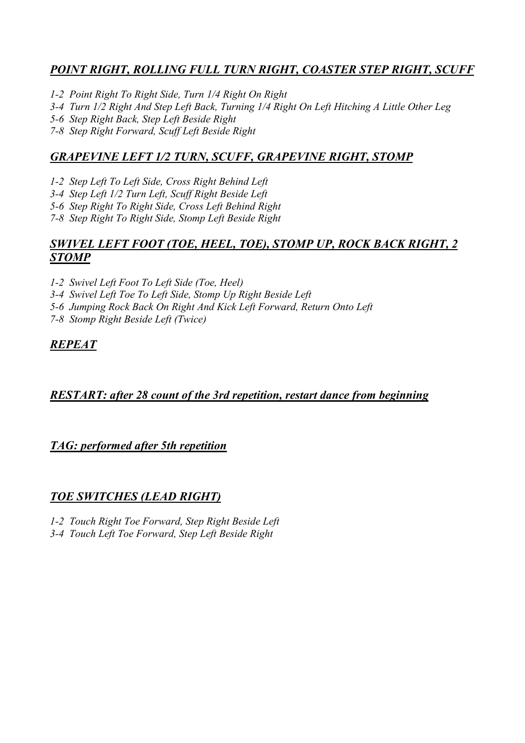### ***POINT RIGHT, ROLLING FULL TURN RIGHT, COASTER STEP RIGHT, SCUFF***

*1-2 Point Right To Right Side, Turn 1/4 Right On Right*
*3-4 Turn 1/2 Right And Step Left Back, Turning 1/4 Right On Left Hitching A Little Other Leg*
*5-6 Step Right Back, Step Left Beside Right*
*7-8 Step Right Forward, Scuff Left Beside Right*

### ***GRAPEVINE LEFT 1/2 TURN, SCUFF, GRAPEVINE RIGHT, STOMP***

*1-2 Step Left To Left Side, Cross Right Behind Left*
*3-4 Step Left 1/2 Turn Left, Scuff Right Beside Left*
*5-6 Step Right To Right Side, Cross Left Behind Right*
*7-8 Step Right To Right Side, Stomp Left Beside Right*

### ***SWIVEL LEFT FOOT (TOE, HEEL, TOE), STOMP UP, ROCK BACK RIGHT, 2 STOMP***

*1-2 Swivel Left Foot To Left Side (Toe, Heel)*
*3-4 Swivel Left Toe To Left Side, Stomp Up Right Beside Left*
*5-6 Jumping Rock Back On Right And Kick Left Forward, Return Onto Left*
*7-8 Stomp Right Beside Left (Twice)*

### ***REPEAT***

### ***RESTART: after 28 count of the 3rd repetition, restart dance from beginning***

### ***TAG: performed after 5th repetition***

### ***TOE SWITCHES (LEAD RIGHT)***

*1-2 Touch Right Toe Forward, Step Right Beside Left*
*3-4 Touch Left Toe Forward, Step Left Beside Right*